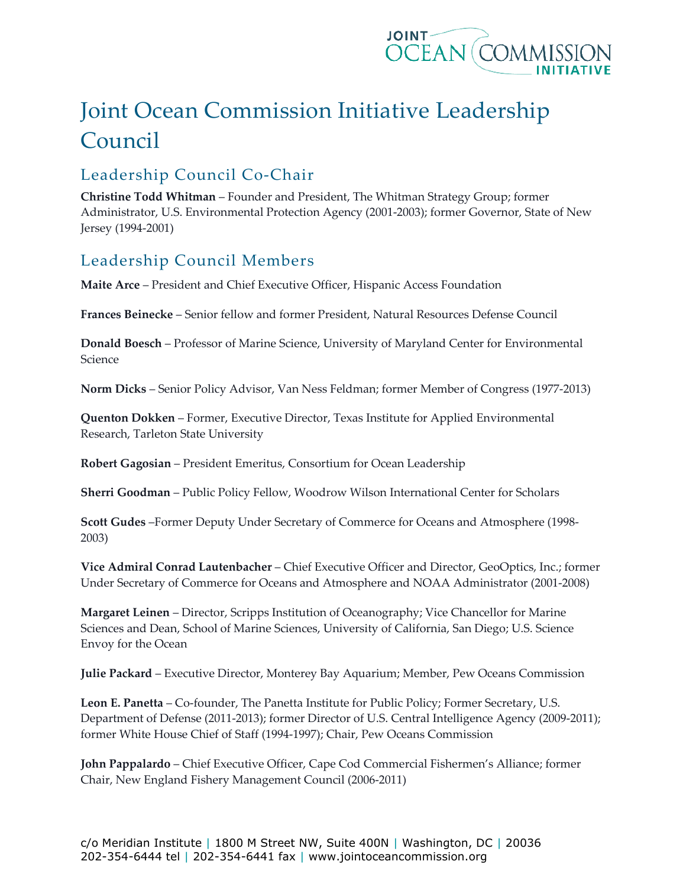# Joint Ocean Commission Initiative Leadership Council

## Leadership Council Co-Chair

**Christine Todd Whitman** – Founder and President, The Whitman Strategy Group; former Administrator, U.S. Environmental Protection Agency (2001-2003); former Governor, State of New Jersey (1994-2001)

## Leadership Council Members

**Maite Arce** – President and Chief Executive Officer, Hispanic Access Foundation

**Frances Beinecke** – Senior fellow and former President, Natural Resources Defense Council

**Donald Boesch** – Professor of Marine Science, University of Maryland Center for Environmental Science

**Norm Dicks** – Senior Policy Advisor, Van Ness Feldman; former Member of Congress (1977-2013)

**Quenton Dokken** – Former, Executive Director, Texas Institute for Applied Environmental Research, Tarleton State University

**Robert Gagosian** – President Emeritus, Consortium for Ocean Leadership

**Sherri Goodman** – Public Policy Fellow, Woodrow Wilson International Center for Scholars

**Scott Gudes** –Former Deputy Under Secretary of Commerce for Oceans and Atmosphere (1998-2003)

**Vice Admiral Conrad Lautenbacher** – Chief Executive Officer and Director, GeoOptics, Inc.; former Under Secretary of Commerce for Oceans and Atmosphere and NOAA Administrator (2001-2008)

**Margaret Leinen** – Director, Scripps Institution of Oceanography; Vice Chancellor for Marine Sciences and Dean, School of Marine Sciences, University of California, San Diego; U.S. Science Envoy for the Ocean

**Julie Packard** – Executive Director, Monterey Bay Aquarium; Member, Pew Oceans Commission

**Leon E. Panetta** – Co-founder, The Panetta Institute for Public Policy; Former Secretary, U.S. Department of Defense (2011-2013); former Director of U.S. Central Intelligence Agency (2009-2011); former White House Chief of Staff (1994-1997); Chair, Pew Oceans Commission

**John Pappalardo** – Chief Executive Officer, Cape Cod Commercial Fishermen's Alliance; former Chair, New England Fishery Management Council (2006-2011)

c/o Meridian Institute | 1800 M Street NW, Suite 400N | Washington, DC | 20036
202-354-6444 tel | 202-354-6441 fax | www.jointoceancommission.org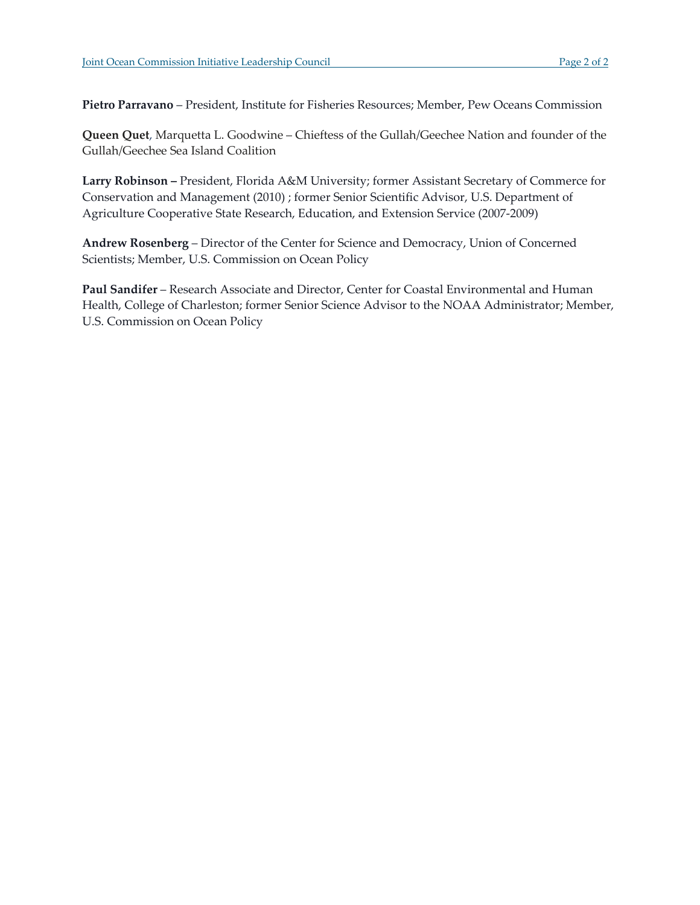**Pietro Parravano** – President, Institute for Fisheries Resources; Member, Pew Oceans Commission

**Queen Quet**, Marquetta L. Goodwine – Chieftess of the Gullah/Geechee Nation and founder of the Gullah/Geechee Sea Island Coalition

**Larry Robinson –** President, Florida A&M University; former Assistant Secretary of Commerce for Conservation and Management (2010) ; former Senior Scientific Advisor, U.S. Department of Agriculture Cooperative State Research, Education, and Extension Service (2007-2009)

**Andrew Rosenberg** – Director of the Center for Science and Democracy, Union of Concerned Scientists; Member, U.S. Commission on Ocean Policy

**Paul Sandifer** – Research Associate and Director, Center for Coastal Environmental and Human Health, College of Charleston; former Senior Science Advisor to the NOAA Administrator; Member, U.S. Commission on Ocean Policy